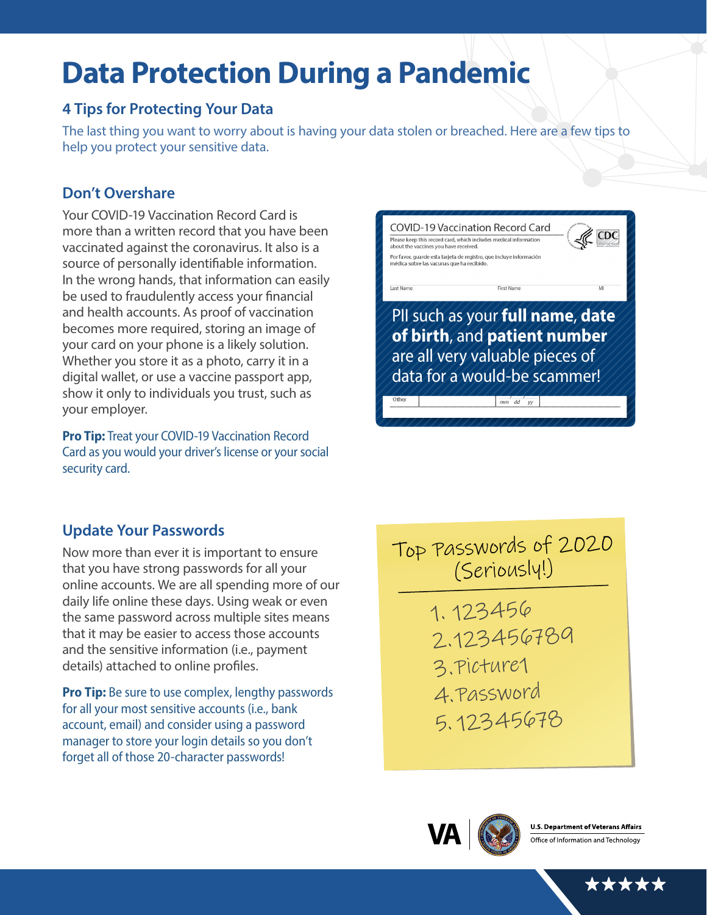# Data Protection During a Pandemic

## 4 Tips for Protecting Your Data

The last thing you want to worry about is having your data stolen or breached. Here are a few tips to help you protect your sensitive data.

### Don't Overshare

Your COVID-19 Vaccination Record Card is more than a written record that you have been vaccinated against the coronavirus. It also is a source of personally identifiable information. In the wrong hands, that information can easily be used to fraudulently access your financial and health accounts. As proof of vaccination becomes more required, storing an image of your card on your phone is a likely solution. Whether you store it as a photo, carry it in a digital wallet, or use a vaccine passport app, show it only to individuals you trust, such as your employer.

**Pro Tip:** Treat your COVID-19 Vaccination Record Card as you would your driver's license or your social security card.

COVID-19 Vaccination Record Card

Please keep this record card, which includes medical information about the vaccines you have received.

Por favor, guarde esta tarjeta de registro, que incluye información médica sobre las vacunas que ha recibido.

Last Name | First Name | MI

PII such as your **full name**, **date of birth**, and **patient number** are all very valuable pieces of data for a would-be scammer!

Other | mm / dd / yy

### Update Your Passwords

Now more than ever it is important to ensure that you have strong passwords for all your online accounts. We are all spending more of our daily life online these days. Using weak or even the same password across multiple sites means that it may be easier to access those accounts and the sensitive information (i.e., payment details) attached to online profiles.

**Pro Tip:** Be sure to use complex, lengthy passwords for all your most sensitive accounts (i.e., bank account, email) and consider using a password manager to store your login details so you don't forget all of those 20-character passwords!

Top Passwords of 2020 (Seriously!)

1. 123456
2. 123456789
3. Picture1
4. Password
5. 12345678

U.S. Department of Veterans Affairs
Office of Information and Technology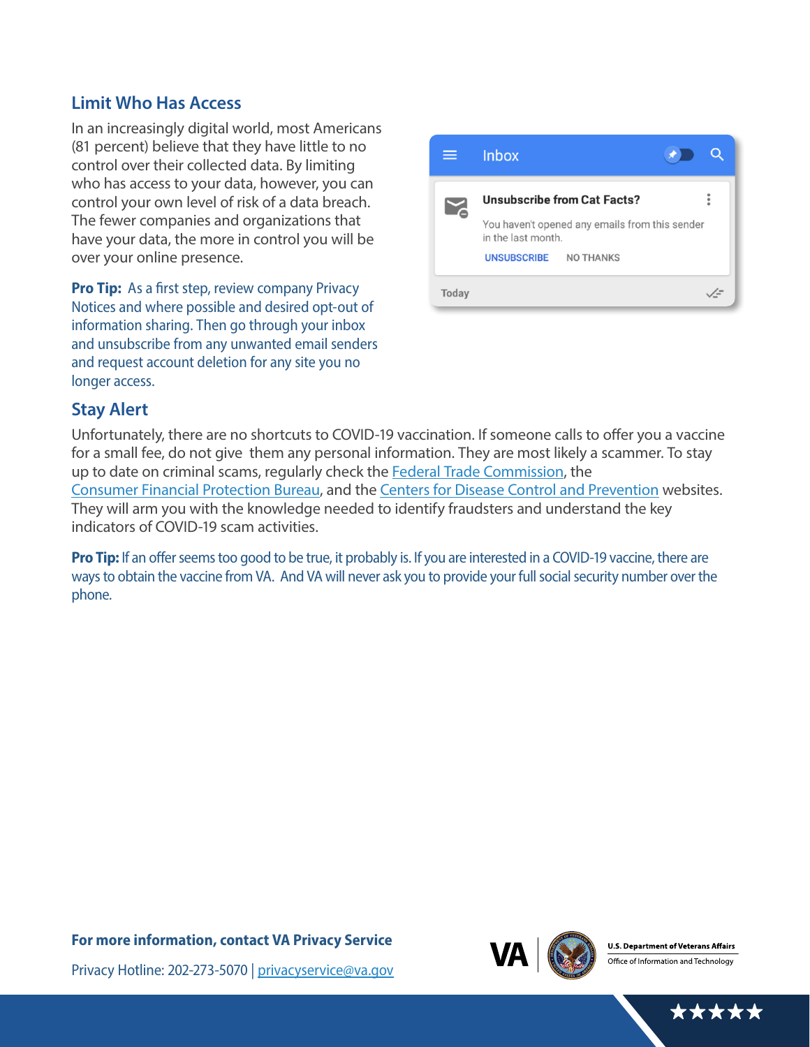## Limit Who Has Access

In an increasingly digital world, most Americans (81 percent) believe that they have little to no control over their collected data. By limiting who has access to your data, however, you can control your own level of risk of a data breach. The fewer companies and organizations that have your data, the more in control you will be over your online presence.

**Pro Tip:** As a first step, review company Privacy Notices and where possible and desired opt-out of information sharing. Then go through your inbox and unsubscribe from any unwanted email senders and request account deletion for any site you no longer access.

Inbox

**Unsubscribe from Cat Facts?**

You haven't opened any emails from this sender in the last month.

UNSUBSCRIBE NO THANKS

Today

## Stay Alert

Unfortunately, there are no shortcuts to COVID-19 vaccination. If someone calls to offer you a vaccine for a small fee, do not give them any personal information. They are most likely a scammer. To stay up to date on criminal scams, regularly check the Federal Trade Commission, the Consumer Financial Protection Bureau, and the Centers for Disease Control and Prevention websites. They will arm you with the knowledge needed to identify fraudsters and understand the key indicators of COVID-19 scam activities.

**Pro Tip:** If an offer seems too good to be true, it probably is. If you are interested in a COVID-19 vaccine, there are ways to obtain the vaccine from VA. And VA will never ask you to provide your full social security number over the phone.

**For more information, contact VA Privacy Service**

Privacy Hotline: 202-273-5070 | privacyservice@va.gov

U.S. Department of Veterans Affairs
Office of Information and Technology